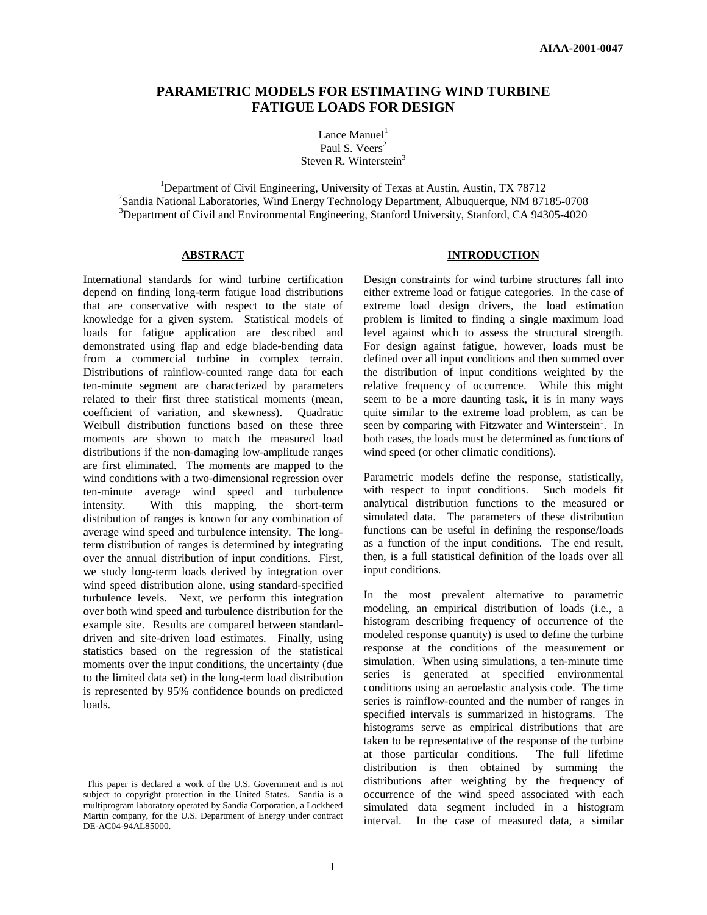# PARAMETRIC MODELS FOR ESTIMATING WIND TURBINE FATIGUE LOADS FOR DESIGN

Lance Manuel[1]
Paul S. Veers[2]
Steven R. Winterstein[3]

[1]Department of Civil Engineering, University of Texas at Austin, Austin, TX 78712
[2]Sandia National Laboratories, Wind Energy Technology Department, Albuquerque, NM 87185-0708
[3]Department of Civil and Environmental Engineering, Stanford University, Stanford, CA 94305-4020

## ABSTRACT

International standards for wind turbine certification depend on finding long-term fatigue load distributions that are conservative with respect to the state of knowledge for a given system. Statistical models of loads for fatigue application are described and demonstrated using flap and edge blade-bending data from a commercial turbine in complex terrain. Distributions of rainflow-counted range data for each ten-minute segment are characterized by parameters related to their first three statistical moments (mean, coefficient of variation, and skewness). Quadratic Weibull distribution functions based on these three moments are shown to match the measured load distributions if the non-damaging low-amplitude ranges are first eliminated. The moments are mapped to the wind conditions with a two-dimensional regression over ten-minute average wind speed and turbulence intensity. With this mapping, the short-term distribution of ranges is known for any combination of average wind speed and turbulence intensity. The long-term distribution of ranges is determined by integrating over the annual distribution of input conditions. First, we study long-term loads derived by integration over wind speed distribution alone, using standard-specified turbulence levels. Next, we perform this integration over both wind speed and turbulence distribution for the example site. Results are compared between standard-driven and site-driven load estimates. Finally, using statistics based on the regression of the statistical moments over the input conditions, the uncertainty (due to the limited data set) in the long-term load distribution is represented by 95% confidence bounds on predicted loads.

## INTRODUCTION

Design constraints for wind turbine structures fall into either extreme load or fatigue categories. In the case of extreme load design drivers, the load estimation problem is limited to finding a single maximum load level against which to assess the structural strength. For design against fatigue, however, loads must be defined over all input conditions and then summed over the distribution of input conditions weighted by the relative frequency of occurrence. While this might seem to be a more daunting task, it is in many ways quite similar to the extreme load problem, as can be seen by comparing with Fitzwater and Winterstein[1]. In both cases, the loads must be determined as functions of wind speed (or other climatic conditions).

Parametric models define the response, statistically, with respect to input conditions. Such models fit analytical distribution functions to the measured or simulated data. The parameters of these distribution functions can be useful in defining the response/loads as a function of the input conditions. The end result, then, is a full statistical definition of the loads over all input conditions.

In the most prevalent alternative to parametric modeling, an empirical distribution of loads (i.e., a histogram describing frequency of occurrence of the modeled response quantity) is used to define the turbine response at the conditions of the measurement or simulation. When using simulations, a ten-minute time series is generated at specified environmental conditions using an aeroelastic analysis code. The time series is rainflow-counted and the number of ranges in specified intervals is summarized in histograms. The histograms serve as empirical distributions that are taken to be representative of the response of the turbine at those particular conditions. The full lifetime distribution is then obtained by summing the distributions after weighting by the frequency of occurrence of the wind speed associated with each simulated data segment included in a histogram interval. In the case of measured data, a similar

This paper is declared a work of the U.S. Government and is not subject to copyright protection in the United States. Sandia is a multiprogram laboratory operated by Sandia Corporation, a Lockheed Martin company, for the U.S. Department of Energy under contract DE-AC04-94AL85000.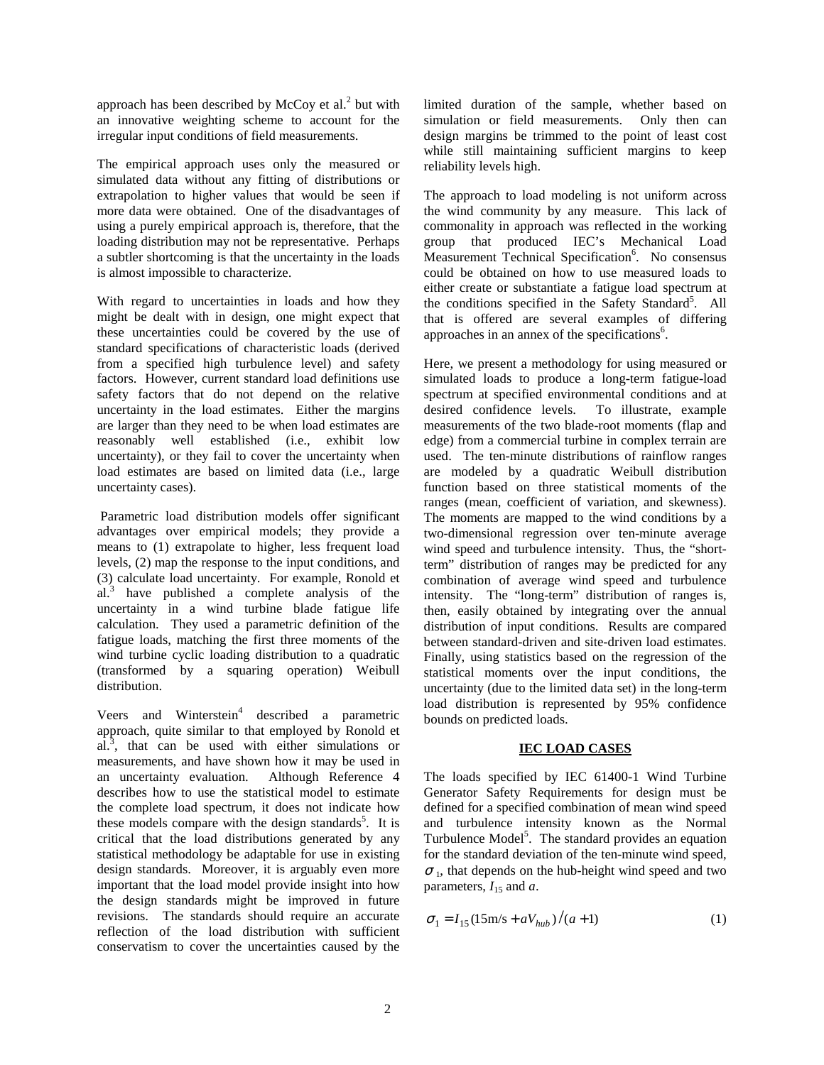approach has been described by McCoy et al.[2] but with an innovative weighting scheme to account for the irregular input conditions of field measurements.

The empirical approach uses only the measured or simulated data without any fitting of distributions or extrapolation to higher values that would be seen if more data were obtained. One of the disadvantages of using a purely empirical approach is, therefore, that the loading distribution may not be representative. Perhaps a subtler shortcoming is that the uncertainty in the loads is almost impossible to characterize.

With regard to uncertainties in loads and how they might be dealt with in design, one might expect that these uncertainties could be covered by the use of standard specifications of characteristic loads (derived from a specified high turbulence level) and safety factors. However, current standard load definitions use safety factors that do not depend on the relative uncertainty in the load estimates. Either the margins are larger than they need to be when load estimates are reasonably well established (i.e., exhibit low uncertainty), or they fail to cover the uncertainty when load estimates are based on limited data (i.e., large uncertainty cases).

Parametric load distribution models offer significant advantages over empirical models; they provide a means to (1) extrapolate to higher, less frequent load levels, (2) map the response to the input conditions, and (3) calculate load uncertainty. For example, Ronold et al.[3] have published a complete analysis of the uncertainty in a wind turbine blade fatigue life calculation. They used a parametric definition of the fatigue loads, matching the first three moments of the wind turbine cyclic loading distribution to a quadratic (transformed by a squaring operation) Weibull distribution.

Veers and Winterstein[4] described a parametric approach, quite similar to that employed by Ronold et al.[3], that can be used with either simulations or measurements, and have shown how it may be used in an uncertainty evaluation. Although Reference 4 describes how to use the statistical model to estimate the complete load spectrum, it does not indicate how these models compare with the design standards[5]. It is critical that the load distributions generated by any statistical methodology be adaptable for use in existing design standards. Moreover, it is arguably even more important that the load model provide insight into how the design standards might be improved in future revisions. The standards should require an accurate reflection of the load distribution with sufficient conservatism to cover the uncertainties caused by the limited duration of the sample, whether based on simulation or field measurements. Only then can design margins be trimmed to the point of least cost while still maintaining sufficient margins to keep reliability levels high.

The approach to load modeling is not uniform across the wind community by any measure. This lack of commonality in approach was reflected in the working group that produced IEC's Mechanical Load Measurement Technical Specification[6]. No consensus could be obtained on how to use measured loads to either create or substantiate a fatigue load spectrum at the conditions specified in the Safety Standard[5]. All that is offered are several examples of differing approaches in an annex of the specifications[6].

Here, we present a methodology for using measured or simulated loads to produce a long-term fatigue-load spectrum at specified environmental conditions and at desired confidence levels. To illustrate, example measurements of the two blade-root moments (flap and edge) from a commercial turbine in complex terrain are used. The ten-minute distributions of rainflow ranges are modeled by a quadratic Weibull distribution function based on three statistical moments of the ranges (mean, coefficient of variation, and skewness). The moments are mapped to the wind conditions by a two-dimensional regression over ten-minute average wind speed and turbulence intensity. Thus, the "short-term" distribution of ranges may be predicted for any combination of average wind speed and turbulence intensity. The "long-term" distribution of ranges is, then, easily obtained by integrating over the annual distribution of input conditions. Results are compared between standard-driven and site-driven load estimates. Finally, using statistics based on the regression of the statistical moments over the input conditions, the uncertainty (due to the limited data set) in the long-term load distribution is represented by 95% confidence bounds on predicted loads.

## IEC LOAD CASES

The loads specified by IEC 61400-1 Wind Turbine Generator Safety Requirements for design must be defined for a specified combination of mean wind speed and turbulence intensity known as the Normal Turbulence Model[5]. The standard provides an equation for the standard deviation of the ten-minute wind speed, $\sigma_1$, that depends on the hub-height wind speed and two parameters, $I_{15}$ and $a$.

$$\sigma_1 = I_{15}(15\text{m/s} + aV_{hub})/(a+1) \tag{1}$$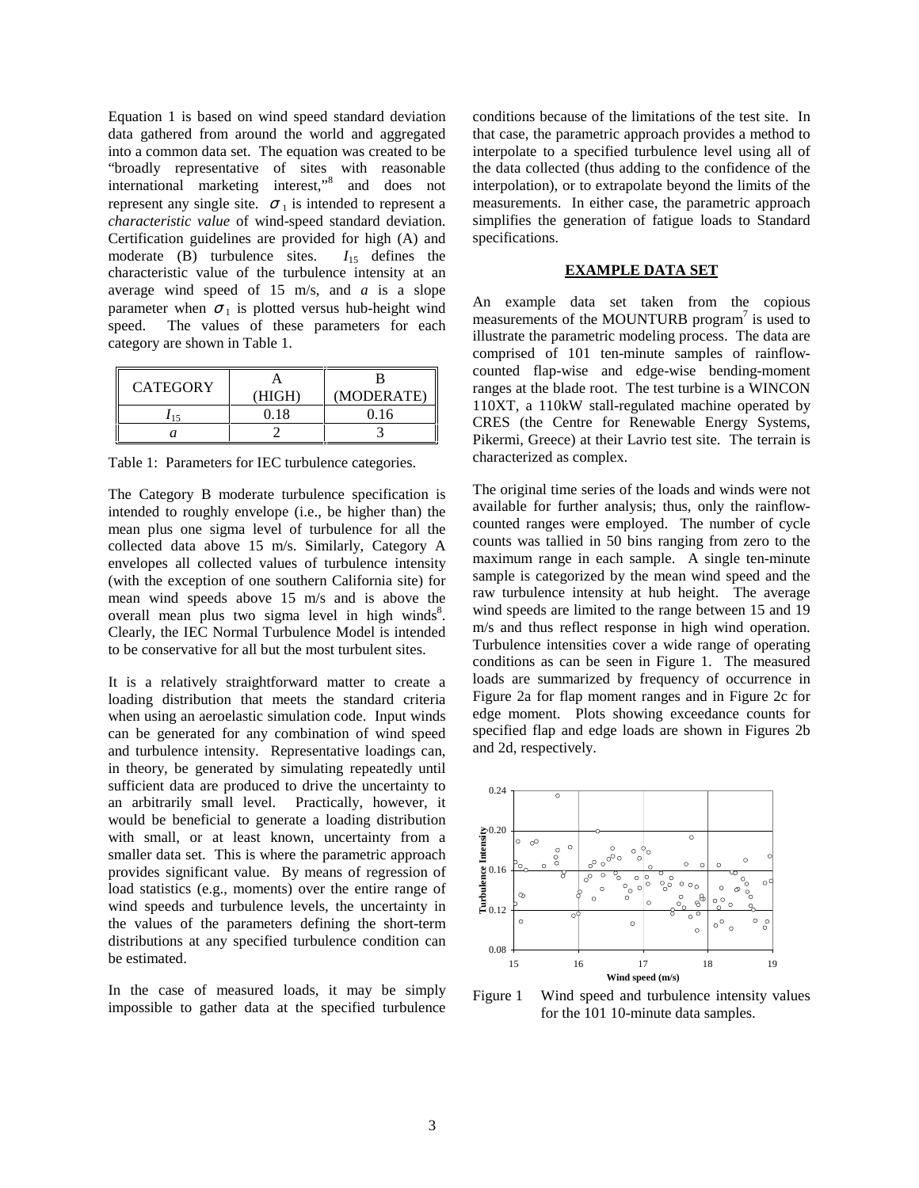Equation 1 is based on wind speed standard deviation data gathered from around the world and aggregated into a common data set. The equation was created to be "broadly representative of sites with reasonable international marketing interest,"[8] and does not represent any single site. $\sigma_1$ is intended to represent a *characteristic value* of wind-speed standard deviation. Certification guidelines are provided for high (A) and moderate (B) turbulence sites. $I_{15}$ defines the characteristic value of the turbulence intensity at an average wind speed of 15 m/s, and $a$ is a slope parameter when $\sigma_1$ is plotted versus hub-height wind speed. The values of these parameters for each category are shown in Table 1.

| CATEGORY | A (HIGH) | B (MODERATE) |
|---|---|---|
| $I_{15}$ | 0.18 | 0.16 |
| $a$ | 2 | 3 |

Table 1: Parameters for IEC turbulence categories.

The Category B moderate turbulence specification is intended to roughly envelope (i.e., be higher than) the mean plus one sigma level of turbulence for all the collected data above 15 m/s. Similarly, Category A envelopes all collected values of turbulence intensity (with the exception of one southern California site) for mean wind speeds above 15 m/s and is above the overall mean plus two sigma level in high winds[8]. Clearly, the IEC Normal Turbulence Model is intended to be conservative for all but the most turbulent sites.

It is a relatively straightforward matter to create a loading distribution that meets the standard criteria when using an aeroelastic simulation code. Input winds can be generated for any combination of wind speed and turbulence intensity. Representative loadings can, in theory, be generated by simulating repeatedly until sufficient data are produced to drive the uncertainty to an arbitrarily small level. Practically, however, it would be beneficial to generate a loading distribution with small, or at least known, uncertainty from a smaller data set. This is where the parametric approach provides significant value. By means of regression of load statistics (e.g., moments) over the entire range of wind speeds and turbulence levels, the uncertainty in the values of the parameters defining the short-term distributions at any specified turbulence condition can be estimated.

In the case of measured loads, it may be simply impossible to gather data at the specified turbulence conditions because of the limitations of the test site. In that case, the parametric approach provides a method to interpolate to a specified turbulence level using all of the data collected (thus adding to the confidence of the interpolation), or to extrapolate beyond the limits of the measurements. In either case, the parametric approach simplifies the generation of fatigue loads to Standard specifications.

## EXAMPLE DATA SET

An example data set taken from the copious measurements of the MOUNTURB program[7] is used to illustrate the parametric modeling process. The data are comprised of 101 ten-minute samples of rainflow-counted flap-wise and edge-wise bending-moment ranges at the blade root. The test turbine is a WINCON 110XT, a 110kW stall-regulated machine operated by CRES (the Centre for Renewable Energy Systems, Pikermi, Greece) at their Lavrio test site. The terrain is characterized as complex.

The original time series of the loads and winds were not available for further analysis; thus, only the rainflow-counted ranges were employed. The number of cycle counts was tallied in 50 bins ranging from zero to the maximum range in each sample. A single ten-minute sample is categorized by the mean wind speed and the raw turbulence intensity at hub height. The average wind speeds are limited to the range between 15 and 19 m/s and thus reflect response in high wind operation. Turbulence intensities cover a wide range of operating conditions as can be seen in Figure 1. The measured loads are summarized by frequency of occurrence in Figure 2a for flap moment ranges and in Figure 2c for edge moment. Plots showing exceedance counts for specified flap and edge loads are shown in Figures 2b and 2d, respectively.

Figure 1 Wind speed and turbulence intensity values for the 101 10-minute data samples.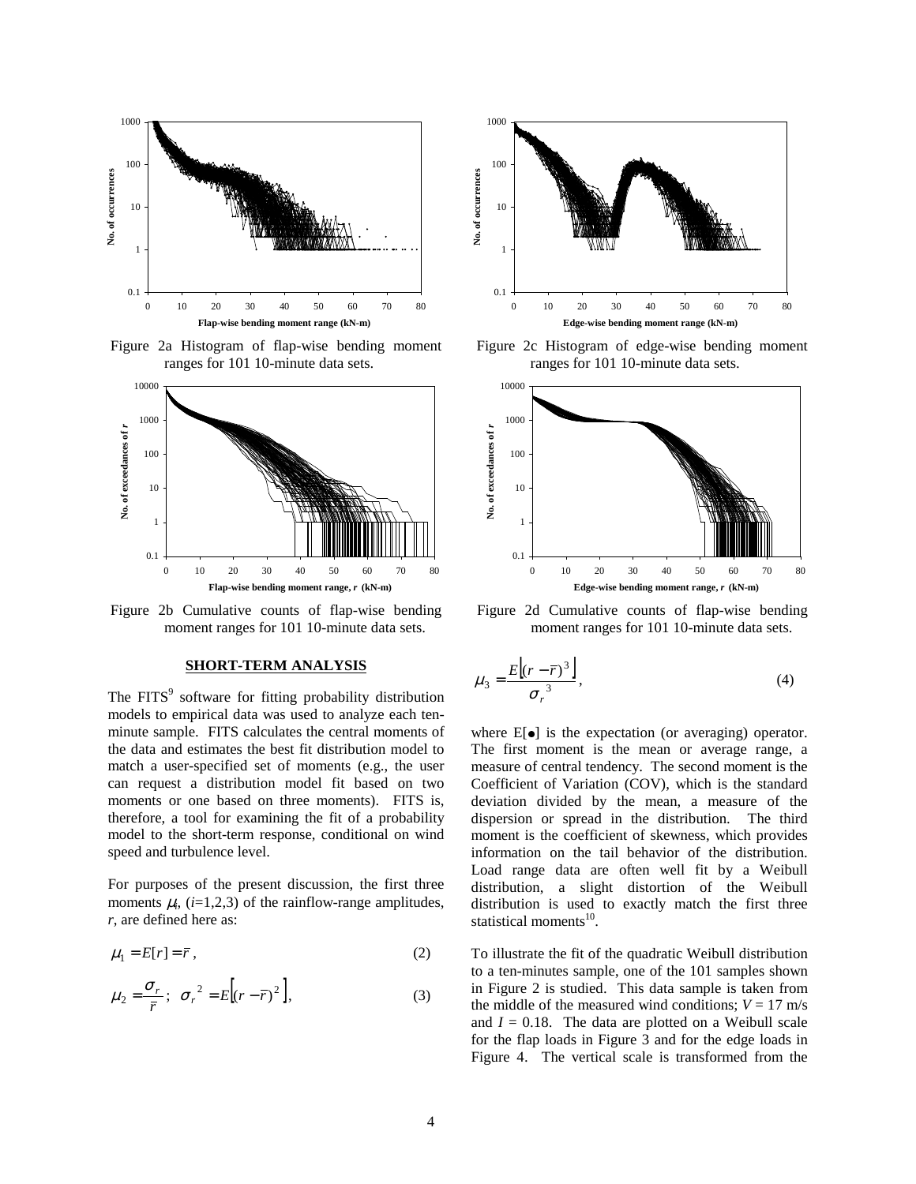Figure 2a Histogram of flap-wise bending moment ranges for 101 10-minute data sets.

Figure 2b Cumulative counts of flap-wise bending moment ranges for 101 10-minute data sets.

Figure 2c Histogram of edge-wise bending moment ranges for 101 10-minute data sets.

Figure 2d Cumulative counts of flap-wise bending moment ranges for 101 10-minute data sets.

## SHORT-TERM ANALYSIS

The FITS[9] software for fitting probability distribution models to empirical data was used to analyze each ten-minute sample. FITS calculates the central moments of the data and estimates the best fit distribution model to match a user-specified set of moments (e.g., the user can request a distribution model fit based on two moments or one based on three moments). FITS is, therefore, a tool for examining the fit of a probability model to the short-term response, conditional on wind speed and turbulence level.

For purposes of the present discussion, the first three moments $\mu_i$, ($i$=1,2,3) of the rainflow-range amplitudes, $r$, are defined here as:

$$\mu_1 = E[r] = \bar{r}\,, \tag{2}$$

$$\mu_2 = \frac{\sigma_r}{\bar{r}}\,;\;\; \sigma_r^{\,2} = E\left[(r-\bar{r})^2\right], \tag{3}$$

$$\mu_3 = \frac{E\left[(r-\bar{r})^3\right]}{\sigma_r^{\,3}}, \tag{4}$$

where E[•] is the expectation (or averaging) operator. The first moment is the mean or average range, a measure of central tendency. The second moment is the Coefficient of Variation (COV), which is the standard deviation divided by the mean, a measure of the dispersion or spread in the distribution. The third moment is the coefficient of skewness, which provides information on the tail behavior of the distribution. Load range data are often well fit by a Weibull distribution, a slight distortion of the Weibull distribution is used to exactly match the first three statistical moments[10].

To illustrate the fit of the quadratic Weibull distribution to a ten-minutes sample, one of the 101 samples shown in Figure 2 is studied. This data sample is taken from the middle of the measured wind conditions; $V$ = 17 m/s and $I$ = 0.18. The data are plotted on a Weibull scale for the flap loads in Figure 3 and for the edge loads in Figure 4. The vertical scale is transformed from the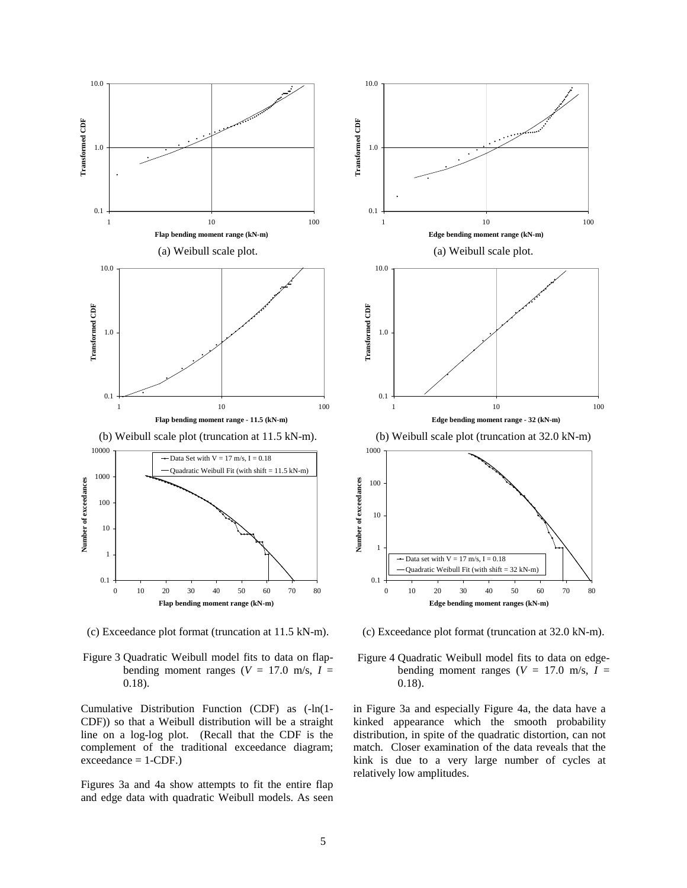(a) Weibull scale plot.

(b) Weibull scale plot (truncation at 11.5 kN-m).

(c) Exceedance plot format (truncation at 11.5 kN-m).

Figure 3 Quadratic Weibull model fits to data on flap-bending moment ranges ($V$ = 17.0 m/s, $I$ = 0.18).

(a) Weibull scale plot.

(b) Weibull scale plot (truncation at 32.0 kN-m)

(c) Exceedance plot format (truncation at 32.0 kN-m).

Figure 4 Quadratic Weibull model fits to data on edge-bending moment ranges ($V$ = 17.0 m/s, $I$ = 0.18).

Cumulative Distribution Function (CDF) as (-ln(1-CDF)) so that a Weibull distribution will be a straight line on a log-log plot. (Recall that the CDF is the complement of the traditional exceedance diagram; exceedance = 1-CDF.)

Figures 3a and 4a show attempts to fit the entire flap and edge data with quadratic Weibull models. As seen in Figure 3a and especially Figure 4a, the data have a kinked appearance which the smooth probability distribution, in spite of the quadratic distortion, can not match. Closer examination of the data reveals that the kink is due to a very large number of cycles at relatively low amplitudes.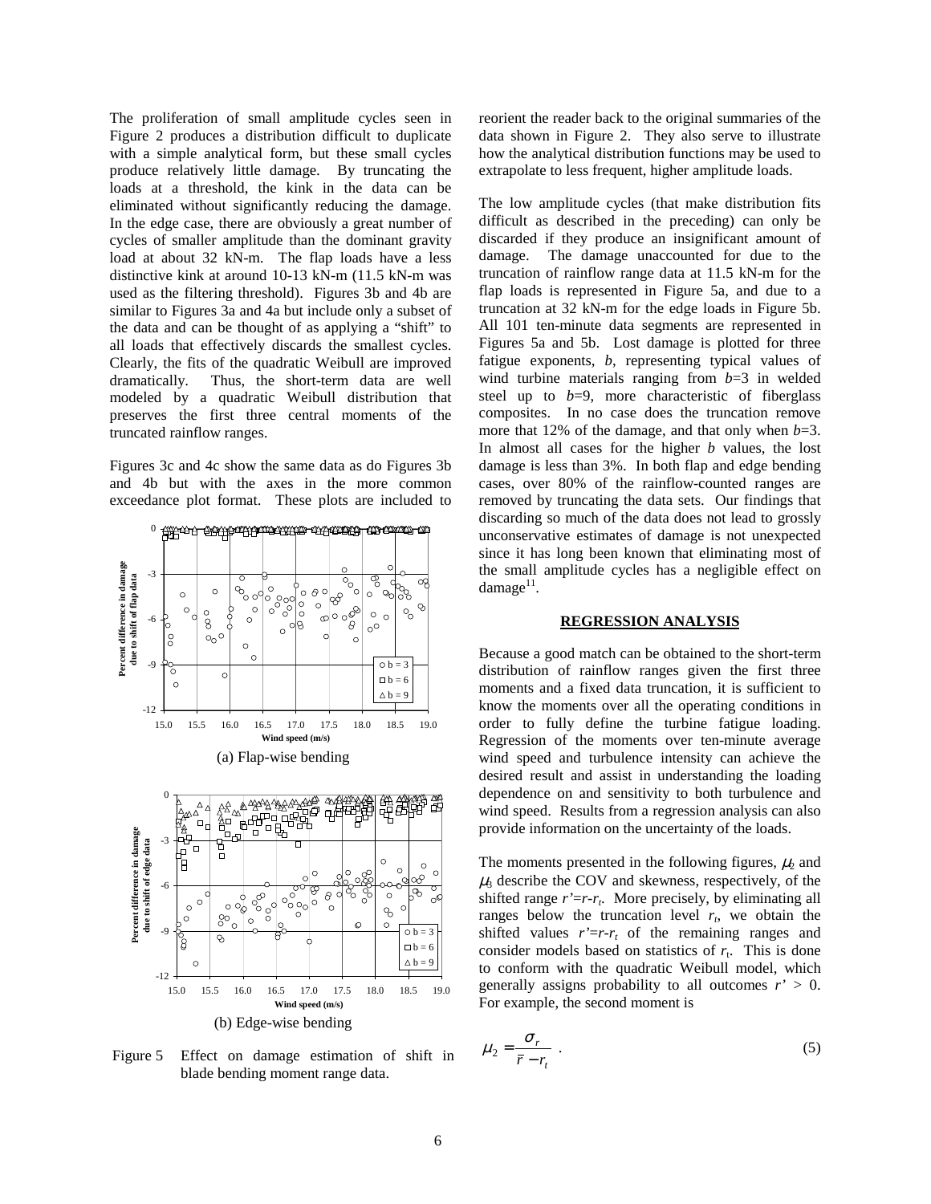The proliferation of small amplitude cycles seen in Figure 2 produces a distribution difficult to duplicate with a simple analytical form, but these small cycles produce relatively little damage. By truncating the loads at a threshold, the kink in the data can be eliminated without significantly reducing the damage. In the edge case, there are obviously a great number of cycles of smaller amplitude than the dominant gravity load at about 32 kN-m. The flap loads have a less distinctive kink at around 10-13 kN-m (11.5 kN-m was used as the filtering threshold). Figures 3b and 4b are similar to Figures 3a and 4a but include only a subset of the data and can be thought of as applying a "shift" to all loads that effectively discards the smallest cycles. Clearly, the fits of the quadratic Weibull are improved dramatically. Thus, the short-term data are well modeled by a quadratic Weibull distribution that preserves the first three central moments of the truncated rainflow ranges.

Figures 3c and 4c show the same data as do Figures 3b and 4b but with the axes in the more common exceedance plot format. These plots are included to reorient the reader back to the original summaries of the data shown in Figure 2. They also serve to illustrate how the analytical distribution functions may be used to extrapolate to less frequent, higher amplitude loads.

The low amplitude cycles (that make distribution fits difficult as described in the preceding) can only be discarded if they produce an insignificant amount of damage. The damage unaccounted for due to the truncation of rainflow range data at 11.5 kN-m for the flap loads is represented in Figure 5a, and due to a truncation at 32 kN-m for the edge loads in Figure 5b. All 101 ten-minute data segments are represented in Figures 5a and 5b. Lost damage is plotted for three fatigue exponents, $b$, representing typical values of wind turbine materials ranging from $b$=3 in welded steel up to $b$=9, more characteristic of fiberglass composites. In no case does the truncation remove more that 12% of the damage, and that only when $b$=3. In almost all cases for the higher $b$ values, the lost damage is less than 3%. In both flap and edge bending cases, over 80% of the rainflow-counted ranges are removed by truncating the data sets. Our findings that discarding so much of the data does not lead to grossly unconservative estimates of damage is not unexpected since it has long been known that eliminating most of the small amplitude cycles has a negligible effect on damage[11].

(a) Flap-wise bending

(b) Edge-wise bending

Figure 5 Effect on damage estimation of shift in blade bending moment range data.

## REGRESSION ANALYSIS

Because a good match can be obtained to the short-term distribution of rainflow ranges given the first three moments and a fixed data truncation, it is sufficient to know the moments over all the operating conditions in order to fully define the turbine fatigue loading. Regression of the moments over ten-minute average wind speed and turbulence intensity can achieve the desired result and assist in understanding the loading dependence on and sensitivity to both turbulence and wind speed. Results from a regression analysis can also provide information on the uncertainty of the loads.

The moments presented in the following figures, $\mu_2$ and $\mu_3$ describe the COV and skewness, respectively, of the shifted range $r'=r-r_t$. More precisely, by eliminating all ranges below the truncation level $r_t$, we obtain the shifted values $r'=r-r_t$ of the remaining ranges and consider models based on statistics of $r_t$. This is done to conform with the quadratic Weibull model, which generally assigns probability to all outcomes $r' > 0$. For example, the second moment is

$$\mu_2 = \frac{\sigma_r}{\bar{r} - r_t} \quad . \tag{5}$$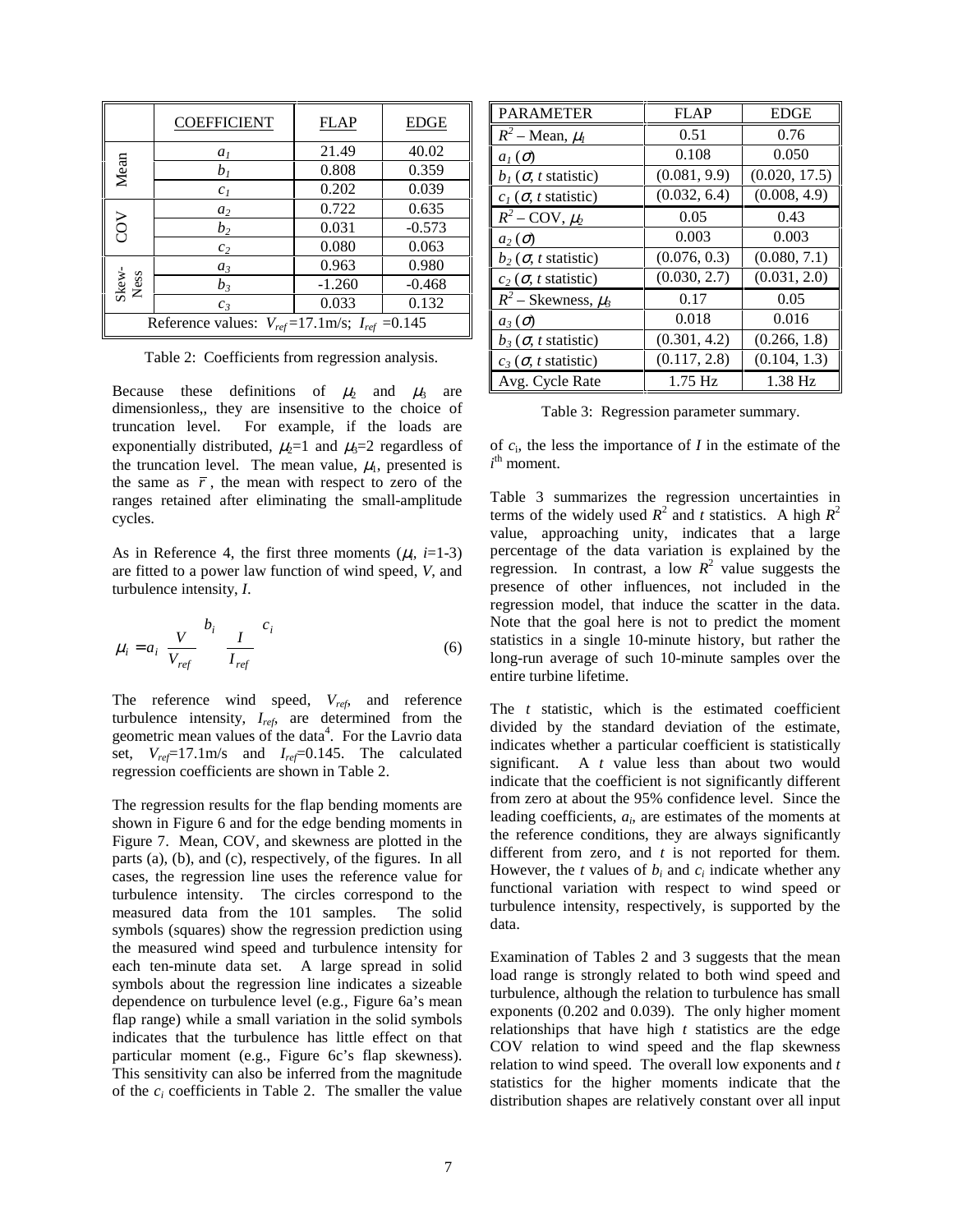| | COEFFICIENT | FLAP | EDGE |
|---|---|---|---|
| Mean | $a_1$ | 21.49 | 40.02 |
| | $b_1$ | 0.808 | 0.359 |
| | $c_1$ | 0.202 | 0.039 |
| COV | $a_2$ | 0.722 | 0.635 |
| | $b_2$ | 0.031 | -0.573 |
| | $c_2$ | 0.080 | 0.063 |
| Skew-Ness | $a_3$ | 0.963 | 0.980 |
| | $b_3$ | -1.260 | -0.468 |
| | $c_3$ | 0.033 | 0.132 |
| Reference values: $V_{ref}$=17.1m/s; $I_{ref}$ =0.145 | | | |

Table 2: Coefficients from regression analysis.

Because these definitions of $\mu_2$ and $\mu_3$ are dimensionless,, they are insensitive to the choice of truncation level. For example, if the loads are exponentially distributed, $\mu_2$=1 and $\mu_3$=2 regardless of the truncation level. The mean value, $\mu_1$, presented is the same as $\bar{r}$, the mean with respect to zero of the ranges retained after eliminating the small-amplitude cycles.

As in Reference 4, the first three moments ($\mu_i$, $i$=1-3) are fitted to a power law function of wind speed, $V$, and turbulence intensity, $I$.

$$\mu_i = a_i \left(\frac{V}{V_{ref}}\right)^{b_i} \left(\frac{I}{I_{ref}}\right)^{c_i} \tag{6}$$

The reference wind speed, $V_{ref}$, and reference turbulence intensity, $I_{ref}$, are determined from the geometric mean values of the data[4]. For the Lavrio data set, $V_{ref}$=17.1m/s and $I_{ref}$=0.145. The calculated regression coefficients are shown in Table 2.

The regression results for the flap bending moments are shown in Figure 6 and for the edge bending moments in Figure 7. Mean, COV, and skewness are plotted in the parts (a), (b), and (c), respectively, of the figures. In all cases, the regression line uses the reference value for turbulence intensity. The circles correspond to the measured data from the 101 samples. The solid symbols (squares) show the regression prediction using the measured wind speed and turbulence intensity for each ten-minute data set. A large spread in solid symbols about the regression line indicates a sizeable dependence on turbulence level (e.g., Figure 6a's mean flap range) while a small variation in the solid symbols indicates that the turbulence has little effect on that particular moment (e.g., Figure 6c's flap skewness). This sensitivity can also be inferred from the magnitude of the $c_i$ coefficients in Table 2. The smaller the value of $c_i$, the less the importance of $I$ in the estimate of the $i^{th}$ moment.

| PARAMETER | FLAP | EDGE |
|---|---|---|
| $R^2$ – Mean, $\mu_1$ | 0.51 | 0.76 |
| $a_1$ ($\sigma$) | 0.108 | 0.050 |
| $b_1$ ($\sigma$, $t$ statistic) | (0.081, 9.9) | (0.020, 17.5) |
| $c_1$ ($\sigma$, $t$ statistic) | (0.032, 6.4) | (0.008, 4.9) |
| $R^2$ – COV, $\mu_2$ | 0.05 | 0.43 |
| $a_2$ ($\sigma$) | 0.003 | 0.003 |
| $b_2$ ($\sigma$, $t$ statistic) | (0.076, 0.3) | (0.080, 7.1) |
| $c_2$ ($\sigma$, $t$ statistic) | (0.030, 2.7) | (0.031, 2.0) |
| $R^2$ – Skewness, $\mu_3$ | 0.17 | 0.05 |
| $a_3$ ($\sigma$) | 0.018 | 0.016 |
| $b_3$ ($\sigma$, $t$ statistic) | (0.301, 4.2) | (0.266, 1.8) |
| $c_3$ ($\sigma$, $t$ statistic) | (0.117, 2.8) | (0.104, 1.3) |
| Avg. Cycle Rate | 1.75 Hz | 1.38 Hz |

Table 3: Regression parameter summary.

Table 3 summarizes the regression uncertainties in terms of the widely used $R^2$ and $t$ statistics. A high $R^2$ value, approaching unity, indicates that a large percentage of the data variation is explained by the regression. In contrast, a low $R^2$ value suggests the presence of other influences, not included in the regression model, that induce the scatter in the data. Note that the goal here is not to predict the moment statistics in a single 10-minute history, but rather the long-run average of such 10-minute samples over the entire turbine lifetime.

The $t$ statistic, which is the estimated coefficient divided by the standard deviation of the estimate, indicates whether a particular coefficient is statistically significant. A $t$ value less than about two would indicate that the coefficient is not significantly different from zero at about the 95% confidence level. Since the leading coefficients, $a_i$, are estimates of the moments at the reference conditions, they are always significantly different from zero, and $t$ is not reported for them. However, the $t$ values of $b_i$ and $c_i$ indicate whether any functional variation with respect to wind speed or turbulence intensity, respectively, is supported by the data.

Examination of Tables 2 and 3 suggests that the mean load range is strongly related to both wind speed and turbulence, although the relation to turbulence has small exponents (0.202 and 0.039). The only higher moment relationships that have high $t$ statistics are the edge COV relation to wind speed and the flap skewness relation to wind speed. The overall low exponents and $t$ statistics for the higher moments indicate that the distribution shapes are relatively constant over all input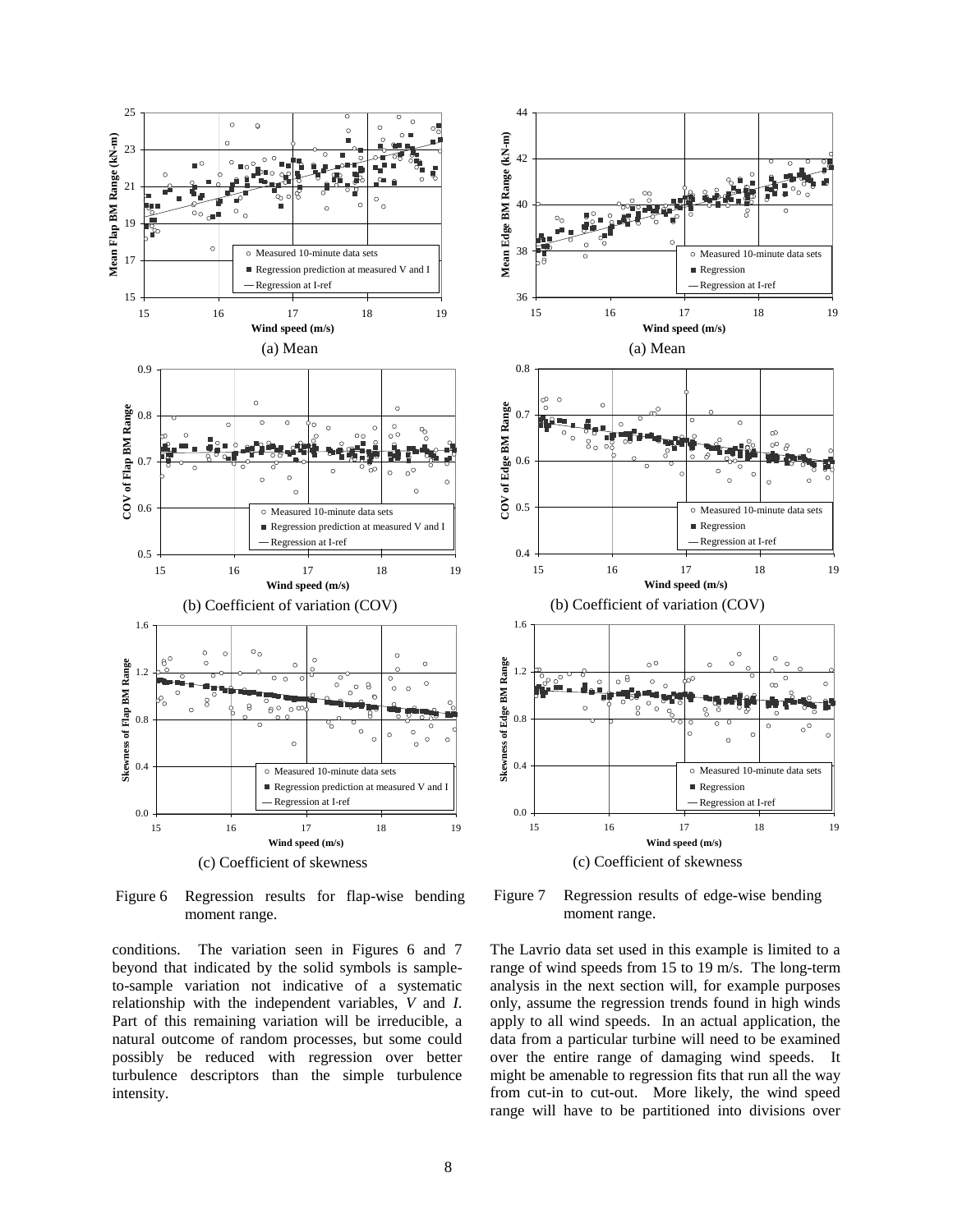(a) Mean

(b) Coefficient of variation (COV)

(c) Coefficient of skewness

Figure 6 Regression results for flap-wise bending moment range.

(a) Mean

(b) Coefficient of variation (COV)

(c) Coefficient of skewness

Figure 7 Regression results of edge-wise bending moment range.

conditions. The variation seen in Figures 6 and 7 beyond that indicated by the solid symbols is sample-to-sample variation not indicative of a systematic relationship with the independent variables, *V* and *I*. Part of this remaining variation will be irreducible, a natural outcome of random processes, but some could possibly be reduced with regression over better turbulence descriptors than the simple turbulence intensity.

The Lavrio data set used in this example is limited to a range of wind speeds from 15 to 19 m/s. The long-term analysis in the next section will, for example purposes only, assume the regression trends found in high winds apply to all wind speeds. In an actual application, the data from a particular turbine will need to be examined over the entire range of damaging wind speeds. It might be amenable to regression fits that run all the way from cut-in to cut-out. More likely, the wind speed range will have to be partitioned into divisions over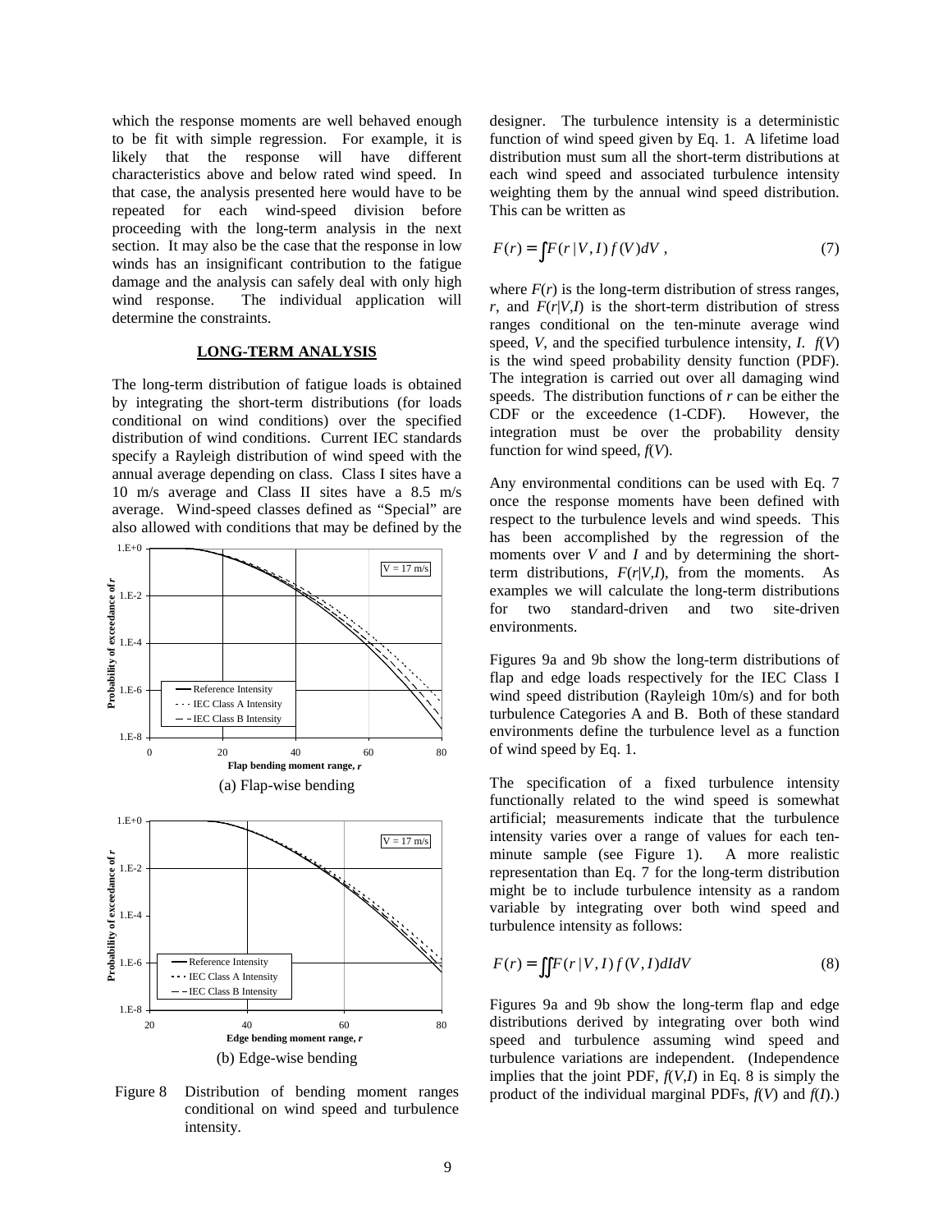which the response moments are well behaved enough to be fit with simple regression. For example, it is likely that the response will have different characteristics above and below rated wind speed. In that case, the analysis presented here would have to be repeated for each wind-speed division before proceeding with the long-term analysis in the next section. It may also be the case that the response in low winds has an insignificant contribution to the fatigue damage and the analysis can safely deal with only high wind response. The individual application will determine the constraints.

## LONG-TERM ANALYSIS

The long-term distribution of fatigue loads is obtained by integrating the short-term distributions (for loads conditional on wind conditions) over the specified distribution of wind conditions. Current IEC standards specify a Rayleigh distribution of wind speed with the annual average depending on class. Class I sites have a 10 m/s average and Class II sites have a 8.5 m/s average. Wind-speed classes defined as "Special" are also allowed with conditions that may be defined by the designer. The turbulence intensity is a deterministic function of wind speed given by Eq. 1. A lifetime load distribution must sum all the short-term distributions at each wind speed and associated turbulence intensity weighting them by the annual wind speed distribution. This can be written as

$$F(r) = \int F(r \mid V, I)\, f(V)\, dV\,, \tag{7}$$

where $F(r)$ is the long-term distribution of stress ranges, $r$, and $F(r|V,I)$ is the short-term distribution of stress ranges conditional on the ten-minute average wind speed, $V$, and the specified turbulence intensity, $I$. $f(V)$ is the wind speed probability density function (PDF). The integration is carried out over all damaging wind speeds. The distribution functions of $r$ can be either the CDF or the exceedence (1-CDF). However, the integration must be over the probability density function for wind speed, $f(V)$.

Any environmental conditions can be used with Eq. 7 once the response moments have been defined with respect to the turbulence levels and wind speeds. This has been accomplished by the regression of the moments over $V$ and $I$ and by determining the short-term distributions, $F(r|V,I)$, from the moments. As examples we will calculate the long-term distributions for two standard-driven and two site-driven environments.

Figures 9a and 9b show the long-term distributions of flap and edge loads respectively for the IEC Class I wind speed distribution (Rayleigh 10m/s) and for both turbulence Categories A and B. Both of these standard environments define the turbulence level as a function of wind speed by Eq. 1.

The specification of a fixed turbulence intensity functionally related to the wind speed is somewhat artificial; measurements indicate that the turbulence intensity varies over a range of values for each ten-minute sample (see Figure 1). A more realistic representation than Eq. 7 for the long-term distribution might be to include turbulence intensity as a random variable by integrating over both wind speed and turbulence intensity as follows:

$$F(r) = \iint F(r \mid V, I)\, f(V, I)\, dI\, dV \tag{8}$$

Figures 9a and 9b show the long-term flap and edge distributions derived by integrating over both wind speed and turbulence assuming wind speed and turbulence variations are independent. (Independence implies that the joint PDF, $f(V,I)$ in Eq. 8 is simply the product of the individual marginal PDFs, $f(V)$ and $f(I)$.)

(a) Flap-wise bending

(b) Edge-wise bending

Figure 8 Distribution of bending moment ranges conditional on wind speed and turbulence intensity.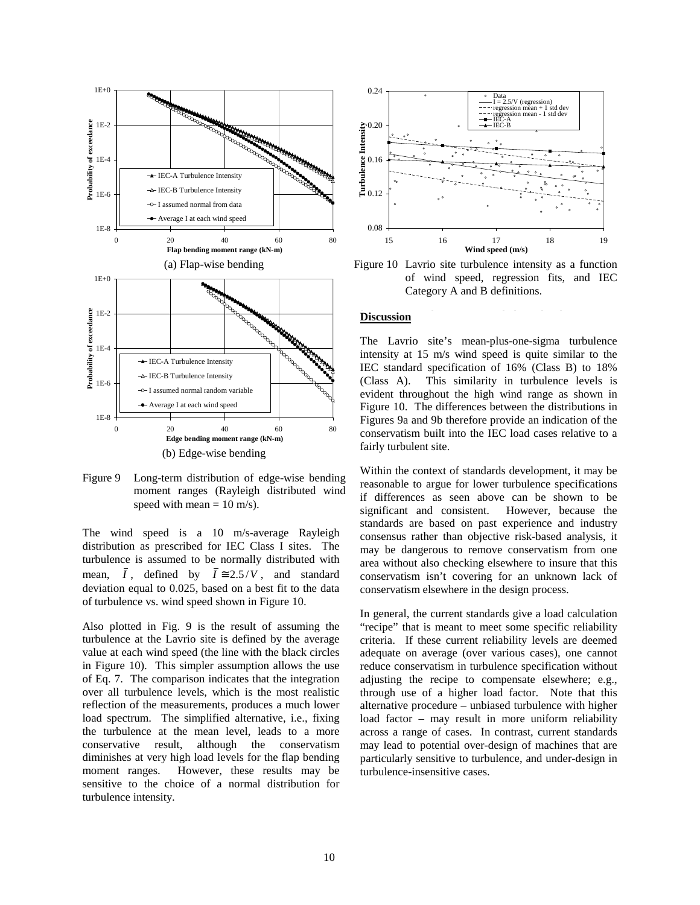(a) Flap-wise bending

(b) Edge-wise bending

Figure 9 Long-term distribution of edge-wise bending moment ranges (Rayleigh distributed wind speed with mean = 10 m/s).

The wind speed is a 10 m/s-average Rayleigh distribution as prescribed for IEC Class I sites. The turbulence is assumed to be normally distributed with mean, $\bar{I}$, defined by $\bar{I} \cong 2.5/V$, and standard deviation equal to 0.025, based on a best fit to the data of turbulence vs. wind speed shown in Figure 10.

Also plotted in Fig. 9 is the result of assuming the turbulence at the Lavrio site is defined by the average value at each wind speed (the line with the black circles in Figure 10). This simpler assumption allows the use of Eq. 7. The comparison indicates that the integration over all turbulence levels, which is the most realistic reflection of the measurements, produces a much lower load spectrum. The simplified alternative, i.e., fixing the turbulence at the mean level, leads to a more conservative result, although the conservatism diminishes at very high load levels for the flap bending moment ranges. However, these results may be sensitive to the choice of a normal distribution for turbulence intensity.

Figure 10 Lavrio site turbulence intensity as a function of wind speed, regression fits, and IEC Category A and B definitions.

## Discussion

The Lavrio site's mean-plus-one-sigma turbulence intensity at 15 m/s wind speed is quite similar to the IEC standard specification of 16% (Class B) to 18% (Class A). This similarity in turbulence levels is evident throughout the high wind range as shown in Figure 10. The differences between the distributions in Figures 9a and 9b therefore provide an indication of the conservatism built into the IEC load cases relative to a fairly turbulent site.

Within the context of standards development, it may be reasonable to argue for lower turbulence specifications if differences as seen above can be shown to be significant and consistent. However, because the standards are based on past experience and industry consensus rather than objective risk-based analysis, it may be dangerous to remove conservatism from one area without also checking elsewhere to insure that this conservatism isn't covering for an unknown lack of conservatism elsewhere in the design process.

In general, the current standards give a load calculation "recipe" that is meant to meet some specific reliability criteria. If these current reliability levels are deemed adequate on average (over various cases), one cannot reduce conservatism in turbulence specification without adjusting the recipe to compensate elsewhere; e.g., through use of a higher load factor. Note that this alternative procedure – unbiased turbulence with higher load factor – may result in more uniform reliability across a range of cases. In contrast, current standards may lead to potential over-design of machines that are particularly sensitive to turbulence, and under-design in turbulence-insensitive cases.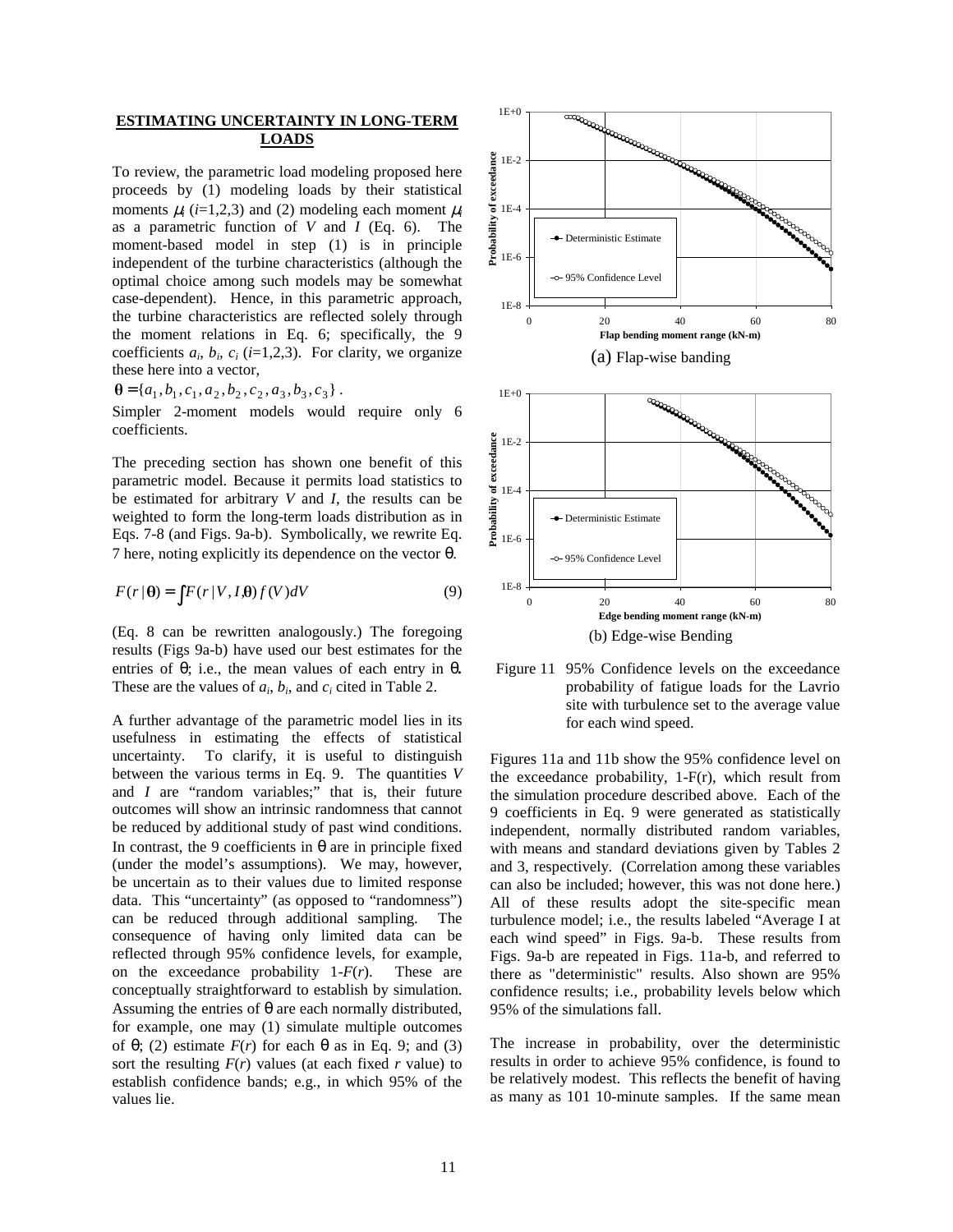## ESTIMATING UNCERTAINTY IN LONG-TERM LOADS

To review, the parametric load modeling proposed here proceeds by (1) modeling loads by their statistical moments $\mu_i$ ($i$=1,2,3) and (2) modeling each moment $\mu_i$ as a parametric function of $V$ and $I$ (Eq. 6). The moment-based model in step (1) is in principle independent of the turbine characteristics (although the optimal choice among such models may be somewhat case-dependent). Hence, in this parametric approach, the turbine characteristics are reflected solely through the moment relations in Eq. 6; specifically, the 9 coefficients $a_i$, $b_i$, $c_i$ ($i$=1,2,3). For clarity, we organize these here into a vector,

$\boldsymbol{\theta} = \{a_1, b_1, c_1, a_2, b_2, c_2, a_3, b_3, c_3\}$ .

Simpler 2-moment models would require only 6 coefficients.

The preceding section has shown one benefit of this parametric model. Because it permits load statistics to be estimated for arbitrary $V$ and $I$, the results can be weighted to form the long-term loads distribution as in Eqs. 7-8 (and Figs. 9a-b). Symbolically, we rewrite Eq. 7 here, noting explicitly its dependence on the vector $\theta$.

$$F(r \mid \boldsymbol{\theta}) = \int F(r \mid V, I, \boldsymbol{\theta}) f(V) dV \qquad (9)$$

(Eq. 8 can be rewritten analogously.) The foregoing results (Figs 9a-b) have used our best estimates for the entries of $\theta$; i.e., the mean values of each entry in $\theta$. These are the values of $a_i$, $b_i$, and $c_i$ cited in Table 2.

A further advantage of the parametric model lies in its usefulness in estimating the effects of statistical uncertainty. To clarify, it is useful to distinguish between the various terms in Eq. 9. The quantities $V$ and $I$ are "random variables;" that is, their future outcomes will show an intrinsic randomness that cannot be reduced by additional study of past wind conditions. In contrast, the 9 coefficients in $\theta$ are in principle fixed (under the model's assumptions). We may, however, be uncertain as to their values due to limited response data. This "uncertainty" (as opposed to "randomness") can be reduced through additional sampling. The consequence of having only limited data can be reflected through 95% confidence levels, for example, on the exceedance probability $1\text{-}F(r)$. These are conceptually straightforward to establish by simulation. Assuming the entries of $\theta$ are each normally distributed, for example, one may (1) simulate multiple outcomes of $\theta$; (2) estimate $F(r)$ for each $\theta$ as in Eq. 9; and (3) sort the resulting $F(r)$ values (at each fixed $r$ value) to establish confidence bands; e.g., in which 95% of the values lie.

(a) Flap-wise banding

(b) Edge-wise Bending

Figure 11 95% Confidence levels on the exceedance probability of fatigue loads for the Lavrio site with turbulence set to the average value for each wind speed.

Figures 11a and 11b show the 95% confidence level on the exceedance probability, 1-F(r), which result from the simulation procedure described above. Each of the 9 coefficients in Eq. 9 were generated as statistically independent, normally distributed random variables, with means and standard deviations given by Tables 2 and 3, respectively. (Correlation among these variables can also be included; however, this was not done here.) All of these results adopt the site-specific mean turbulence model; i.e., the results labeled "Average I at each wind speed" in Figs. 9a-b. These results from Figs. 9a-b are repeated in Figs. 11a-b, and referred to there as "deterministic" results. Also shown are 95% confidence results; i.e., probability levels below which 95% of the simulations fall.

The increase in probability, over the deterministic results in order to achieve 95% confidence, is found to be relatively modest. This reflects the benefit of having as many as 101 10-minute samples. If the same mean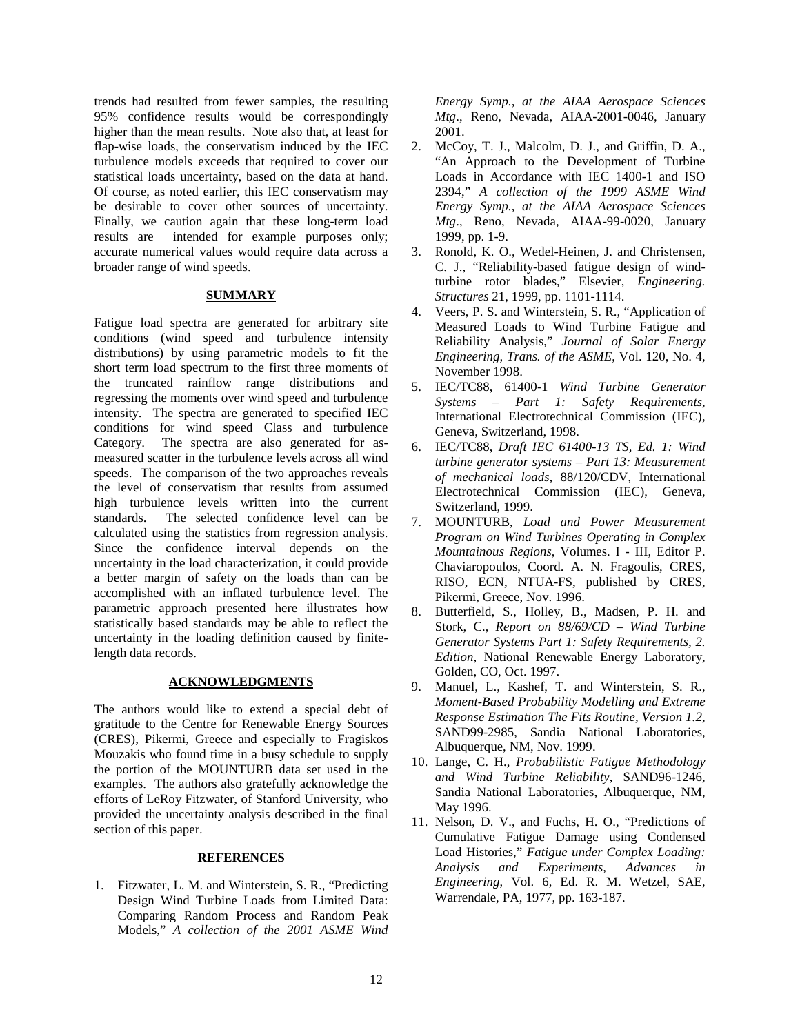trends had resulted from fewer samples, the resulting 95% confidence results would be correspondingly higher than the mean results. Note also that, at least for flap-wise loads, the conservatism induced by the IEC turbulence models exceeds that required to cover our statistical loads uncertainty, based on the data at hand. Of course, as noted earlier, this IEC conservatism may be desirable to cover other sources of uncertainty. Finally, we caution again that these long-term load results are intended for example purposes only; accurate numerical values would require data across a broader range of wind speeds.

## SUMMARY

Fatigue load spectra are generated for arbitrary site conditions (wind speed and turbulence intensity distributions) by using parametric models to fit the short term load spectrum to the first three moments of the truncated rainflow range distributions and regressing the moments over wind speed and turbulence intensity. The spectra are generated to specified IEC conditions for wind speed Class and turbulence Category. The spectra are also generated for as-measured scatter in the turbulence levels across all wind speeds. The comparison of the two approaches reveals the level of conservatism that results from assumed high turbulence levels written into the current standards. The selected confidence level can be calculated using the statistics from regression analysis. Since the confidence interval depends on the uncertainty in the load characterization, it could provide a better margin of safety on the loads than can be accomplished with an inflated turbulence level. The parametric approach presented here illustrates how statistically based standards may be able to reflect the uncertainty in the loading definition caused by finite-length data records.

## ACKNOWLEDGMENTS

The authors would like to extend a special debt of gratitude to the Centre for Renewable Energy Sources (CRES), Pikermi, Greece and especially to Fragiskos Mouzakis who found time in a busy schedule to supply the portion of the MOUNTURB data set used in the examples. The authors also gratefully acknowledge the efforts of LeRoy Fitzwater, of Stanford University, who provided the uncertainty analysis described in the final section of this paper.

## REFERENCES

1. Fitzwater, L. M. and Winterstein, S. R., "Predicting Design Wind Turbine Loads from Limited Data: Comparing Random Process and Random Peak Models," *A collection of the 2001 ASME Wind Energy Symp., at the AIAA Aerospace Sciences Mtg*., Reno, Nevada, AIAA-2001-0046, January 2001.
2. McCoy, T. J., Malcolm, D. J., and Griffin, D. A., "An Approach to the Development of Turbine Loads in Accordance with IEC 1400-1 and ISO 2394," *A collection of the 1999 ASME Wind Energy Symp., at the AIAA Aerospace Sciences Mtg*., Reno, Nevada, AIAA-99-0020, January 1999, pp. 1-9.
3. Ronold, K. O., Wedel-Heinen, J. and Christensen, C. J., "Reliability-based fatigue design of wind-turbine rotor blades," Elsevier, *Engineering. Structures* 21, 1999, pp. 1101-1114.
4. Veers, P. S. and Winterstein, S. R., "Application of Measured Loads to Wind Turbine Fatigue and Reliability Analysis," *Journal of Solar Energy Engineering, Trans. of the ASME*, Vol. 120, No. 4, November 1998.
5. IEC/TC88, 61400-1 *Wind Turbine Generator Systems – Part 1: Safety Requirements*, International Electrotechnical Commission (IEC), Geneva, Switzerland, 1998.
6. IEC/TC88, *Draft IEC 61400-13 TS, Ed. 1: Wind turbine generator systems – Part 13: Measurement of mechanical loads*, 88/120/CDV, International Electrotechnical Commission (IEC), Geneva, Switzerland, 1999.
7. MOUNTURB, *Load and Power Measurement Program on Wind Turbines Operating in Complex Mountainous Regions*, Volumes. I - III, Editor P. Chaviaropoulos, Coord. A. N. Fragoulis, CRES, RISO, ECN, NTUA-FS, published by CRES, Pikermi, Greece, Nov. 1996.
8. Butterfield, S., Holley, B., Madsen, P. H. and Stork, C., *Report on 88/69/CD – Wind Turbine Generator Systems Part 1: Safety Requirements, 2. Edition*, National Renewable Energy Laboratory, Golden, CO, Oct. 1997.
9. Manuel, L., Kashef, T. and Winterstein, S. R., *Moment-Based Probability Modelling and Extreme Response Estimation The Fits Routine, Version 1.2*, SAND99-2985, Sandia National Laboratories, Albuquerque, NM, Nov. 1999.
10. Lange, C. H., *Probabilistic Fatigue Methodology and Wind Turbine Reliability*, SAND96-1246, Sandia National Laboratories, Albuquerque, NM, May 1996.
11. Nelson, D. V., and Fuchs, H. O., "Predictions of Cumulative Fatigue Damage using Condensed Load Histories," *Fatigue under Complex Loading: Analysis and Experiments, Advances in Engineering*, Vol. 6, Ed. R. M. Wetzel, SAE, Warrendale, PA, 1977, pp. 163-187.